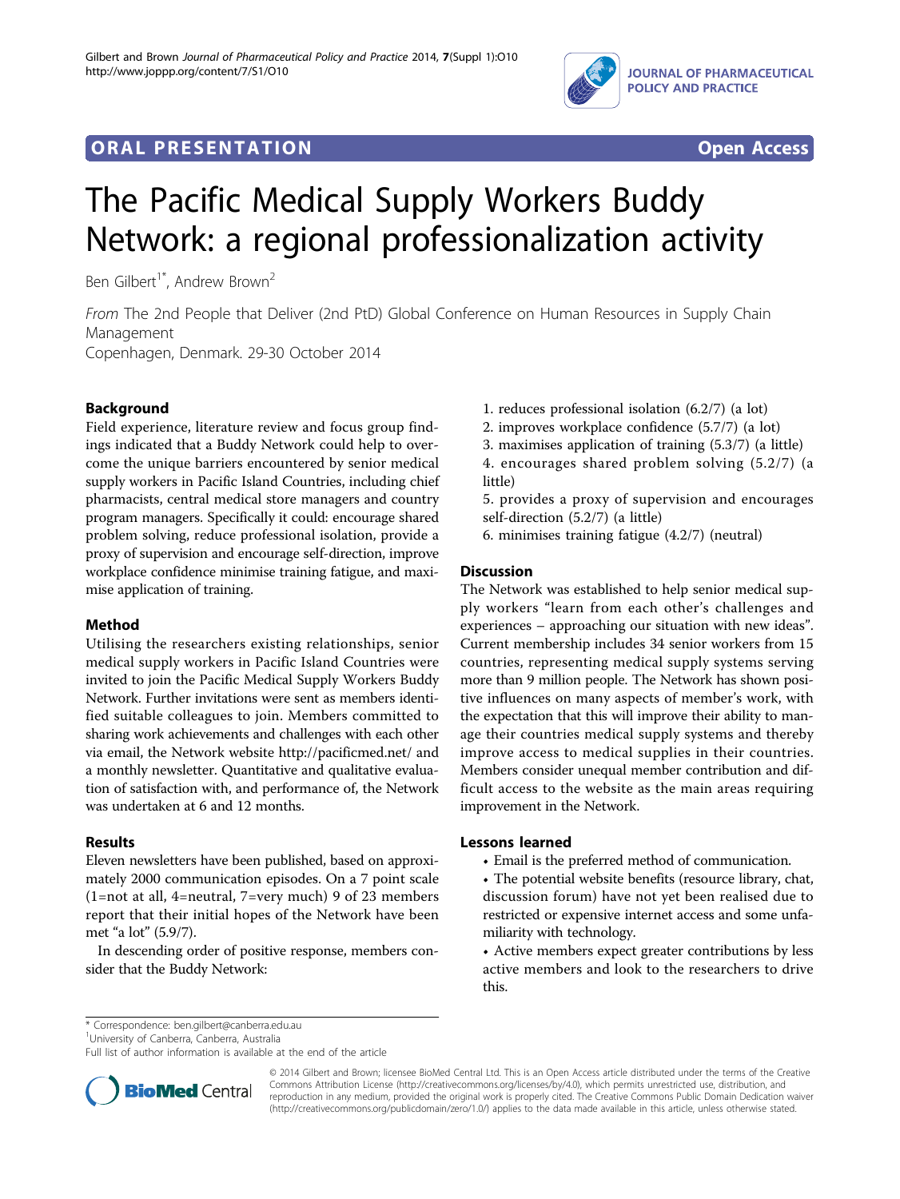## ORAL PRESENTATION

**Open Access**

# The Pacific Medical Supply Workers Buddy Network: a regional professionalization activity

Ben Gilbert[1*], Andrew Brown[2]

*From* The 2nd People that Deliver (2nd PtD) Global Conference on Human Resources in Supply Chain Management
Copenhagen, Denmark. 29-30 October 2014

## Background

Field experience, literature review and focus group findings indicated that a Buddy Network could help to overcome the unique barriers encountered by senior medical supply workers in Pacific Island Countries, including chief pharmacists, central medical store managers and country program managers. Specifically it could: encourage shared problem solving, reduce professional isolation, provide a proxy of supervision and encourage self-direction, improve workplace confidence minimise training fatigue, and maximise application of training.

## Method

Utilising the researchers existing relationships, senior medical supply workers in Pacific Island Countries were invited to join the Pacific Medical Supply Workers Buddy Network. Further invitations were sent as members identified suitable colleagues to join. Members committed to sharing work achievements and challenges with each other via email, the Network website http://pacificmed.net/ and a monthly newsletter. Quantitative and qualitative evaluation of satisfaction with, and performance of, the Network was undertaken at 6 and 12 months.

## Results

Eleven newsletters have been published, based on approximately 2000 communication episodes. On a 7 point scale (1=not at all, 4=neutral, 7=very much) 9 of 23 members report that their initial hopes of the Network have been met "a lot" (5.9/7).

In descending order of positive response, members consider that the Buddy Network:

1. reduces professional isolation (6.2/7) (a lot)
2. improves workplace confidence (5.7/7) (a lot)
3. maximises application of training (5.3/7) (a little)
4. encourages shared problem solving (5.2/7) (a little)
5. provides a proxy of supervision and encourages self-direction (5.2/7) (a little)
6. minimises training fatigue (4.2/7) (neutral)

## Discussion

The Network was established to help senior medical supply workers "learn from each other's challenges and experiences – approaching our situation with new ideas". Current membership includes 34 senior workers from 15 countries, representing medical supply systems serving more than 9 million people. The Network has shown positive influences on many aspects of member's work, with the expectation that this will improve their ability to manage their countries medical supply systems and thereby improve access to medical supplies in their countries. Members consider unequal member contribution and difficult access to the website as the main areas requiring improvement in the Network.

## Lessons learned

- Email is the preferred method of communication.
- The potential website benefits (resource library, chat, discussion forum) have not yet been realised due to restricted or expensive internet access and some unfamiliarity with technology.
- Active members expect greater contributions by less active members and look to the researchers to drive this.

\* Correspondence: ben.gilbert@canberra.edu.au
[1]University of Canberra, Canberra, Australia
Full list of author information is available at the end of the article

© 2014 Gilbert and Brown; licensee BioMed Central Ltd. This is an Open Access article distributed under the terms of the Creative Commons Attribution License (http://creativecommons.org/licenses/by/4.0), which permits unrestricted use, distribution, and reproduction in any medium, provided the original work is properly cited. The Creative Commons Public Domain Dedication waiver (http://creativecommons.org/publicdomain/zero/1.0/) applies to the data made available in this article, unless otherwise stated.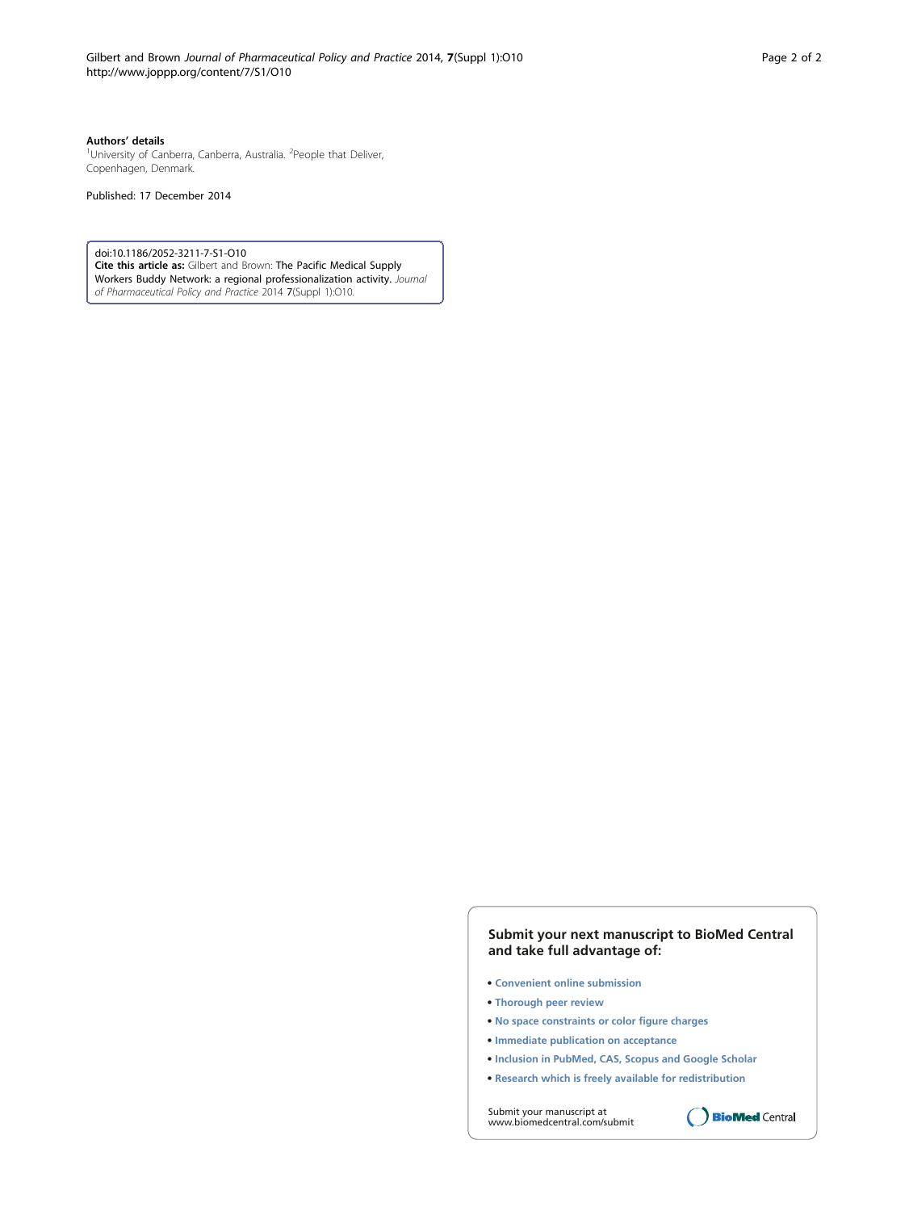**Authors' details**

[1]University of Canberra, Canberra, Australia. [2]People that Deliver, Copenhagen, Denmark.

Published: 17 December 2014

doi:10.1186/2052-3211-7-S1-O10

**Cite this article as:** Gilbert and Brown: The Pacific Medical Supply Workers Buddy Network: a regional professionalization activity. *Journal of Pharmaceutical Policy and Practice* 2014 **7**(Suppl 1):O10.

**Submit your next manuscript to BioMed Central and take full advantage of:**

- **Convenient online submission**
- **Thorough peer review**
- **No space constraints or color figure charges**
- **Immediate publication on acceptance**
- **Inclusion in PubMed, CAS, Scopus and Google Scholar**
- **Research which is freely available for redistribution**

Submit your manuscript at www.biomedcentral.com/submit

BioMed Central